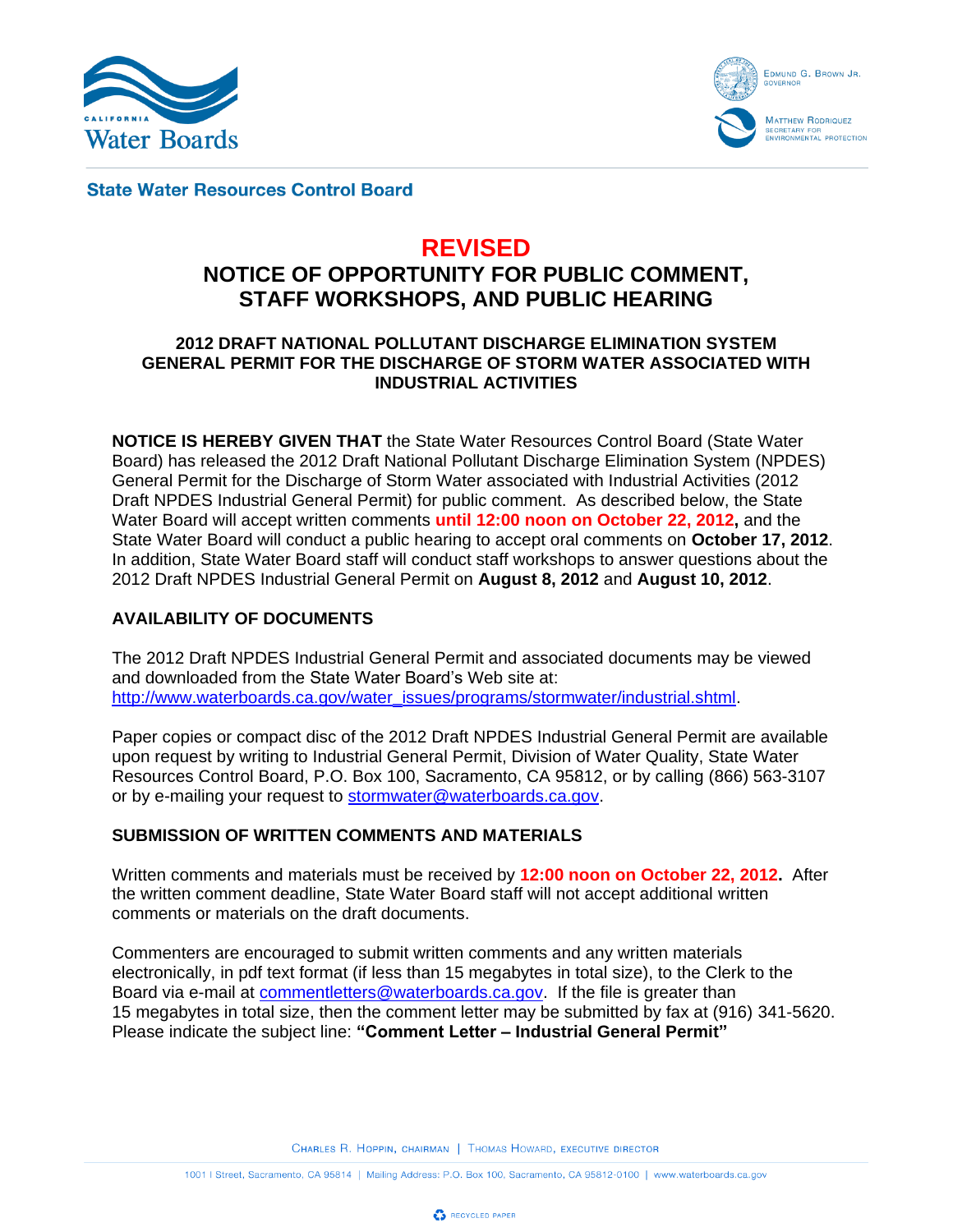State Water Resources Control Board

# REVISED

# NOTICE OF OPPORTUNITY FOR PUBLIC COMMENT, STAFF WORKSHOPS, AND PUBLIC HEARING

### 2012 DRAFT NATIONAL POLLUTANT DISCHARGE ELIMINATION SYSTEM GENERAL PERMIT FOR THE DISCHARGE OF STORM WATER ASSOCIATED WITH INDUSTRIAL ACTIVITIES

**NOTICE IS HEREBY GIVEN THAT** the State Water Resources Control Board (State Water Board) has released the 2012 Draft National Pollutant Discharge Elimination System (NPDES) General Permit for the Discharge of Storm Water associated with Industrial Activities (2012 Draft NPDES Industrial General Permit) for public comment. As described below, the State Water Board will accept written comments **until 12:00 noon on October 22, 2012,** and the State Water Board will conduct a public hearing to accept oral comments on **October 17, 2012**. In addition, State Water Board staff will conduct staff workshops to answer questions about the 2012 Draft NPDES Industrial General Permit on **August 8, 2012** and **August 10, 2012**.

## AVAILABILITY OF DOCUMENTS

The 2012 Draft NPDES Industrial General Permit and associated documents may be viewed and downloaded from the State Water Board's Web site at: http://www.waterboards.ca.gov/water_issues/programs/stormwater/industrial.shtml.

Paper copies or compact disc of the 2012 Draft NPDES Industrial General Permit are available upon request by writing to Industrial General Permit, Division of Water Quality, State Water Resources Control Board, P.O. Box 100, Sacramento, CA 95812, or by calling (866) 563-3107 or by e-mailing your request to stormwater@waterboards.ca.gov.

## SUBMISSION OF WRITTEN COMMENTS AND MATERIALS

Written comments and materials must be received by **12:00 noon on October 22, 2012.** After the written comment deadline, State Water Board staff will not accept additional written comments or materials on the draft documents.

Commenters are encouraged to submit written comments and any written materials electronically, in pdf text format (if less than 15 megabytes in total size), to the Clerk to the Board via e-mail at commentletters@waterboards.ca.gov. If the file is greater than 15 megabytes in total size, then the comment letter may be submitted by fax at (916) 341-5620. Please indicate the subject line: **"Comment Letter – Industrial General Permit"**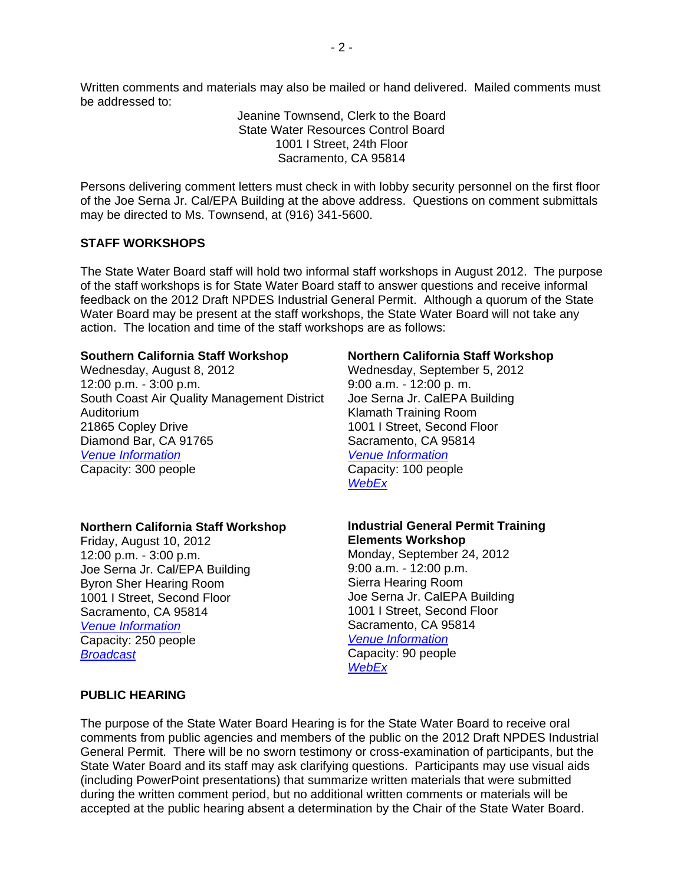Written comments and materials may also be mailed or hand delivered. Mailed comments must be addressed to:

Jeanine Townsend, Clerk to the Board
State Water Resources Control Board
1001 I Street, 24th Floor
Sacramento, CA 95814

Persons delivering comment letters must check in with lobby security personnel on the first floor of the Joe Serna Jr. Cal/EPA Building at the above address. Questions on comment submittals may be directed to Ms. Townsend, at (916) 341-5600.

**STAFF WORKSHOPS**

The State Water Board staff will hold two informal staff workshops in August 2012. The purpose of the staff workshops is for State Water Board staff to answer questions and receive informal feedback on the 2012 Draft NPDES Industrial General Permit. Although a quorum of the State Water Board may be present at the staff workshops, the State Water Board will not take any action. The location and time of the staff workshops are as follows:

**Southern California Staff Workshop**
Wednesday, August 8, 2012
12:00 p.m. - 3:00 p.m.
South Coast Air Quality Management District Auditorium
21865 Copley Drive
Diamond Bar, CA 91765
*Venue Information*
Capacity: 300 people

**Northern California Staff Workshop**
Friday, August 10, 2012
12:00 p.m. - 3:00 p.m.
Joe Serna Jr. Cal/EPA Building
Byron Sher Hearing Room
1001 I Street, Second Floor
Sacramento, CA 95814
*Venue Information*
Capacity: 250 people
*Broadcast*

**Northern California Staff Workshop**
Wednesday, September 5, 2012
9:00 a.m. - 12:00 p. m.
Joe Serna Jr. CalEPA Building
Klamath Training Room
1001 I Street, Second Floor
Sacramento, CA 95814
*Venue Information*
Capacity: 100 people
*WebEx*

**Industrial General Permit Training Elements Workshop**
Monday, September 24, 2012
9:00 a.m. - 12:00 p.m.
Sierra Hearing Room
Joe Serna Jr. CalEPA Building
1001 I Street, Second Floor
Sacramento, CA 95814
*Venue Information*
Capacity: 90 people
*WebEx*

**PUBLIC HEARING**

The purpose of the State Water Board Hearing is for the State Water Board to receive oral comments from public agencies and members of the public on the 2012 Draft NPDES Industrial General Permit. There will be no sworn testimony or cross-examination of participants, but the State Water Board and its staff may ask clarifying questions. Participants may use visual aids (including PowerPoint presentations) that summarize written materials that were submitted during the written comment period, but no additional written comments or materials will be accepted at the public hearing absent a determination by the Chair of the State Water Board.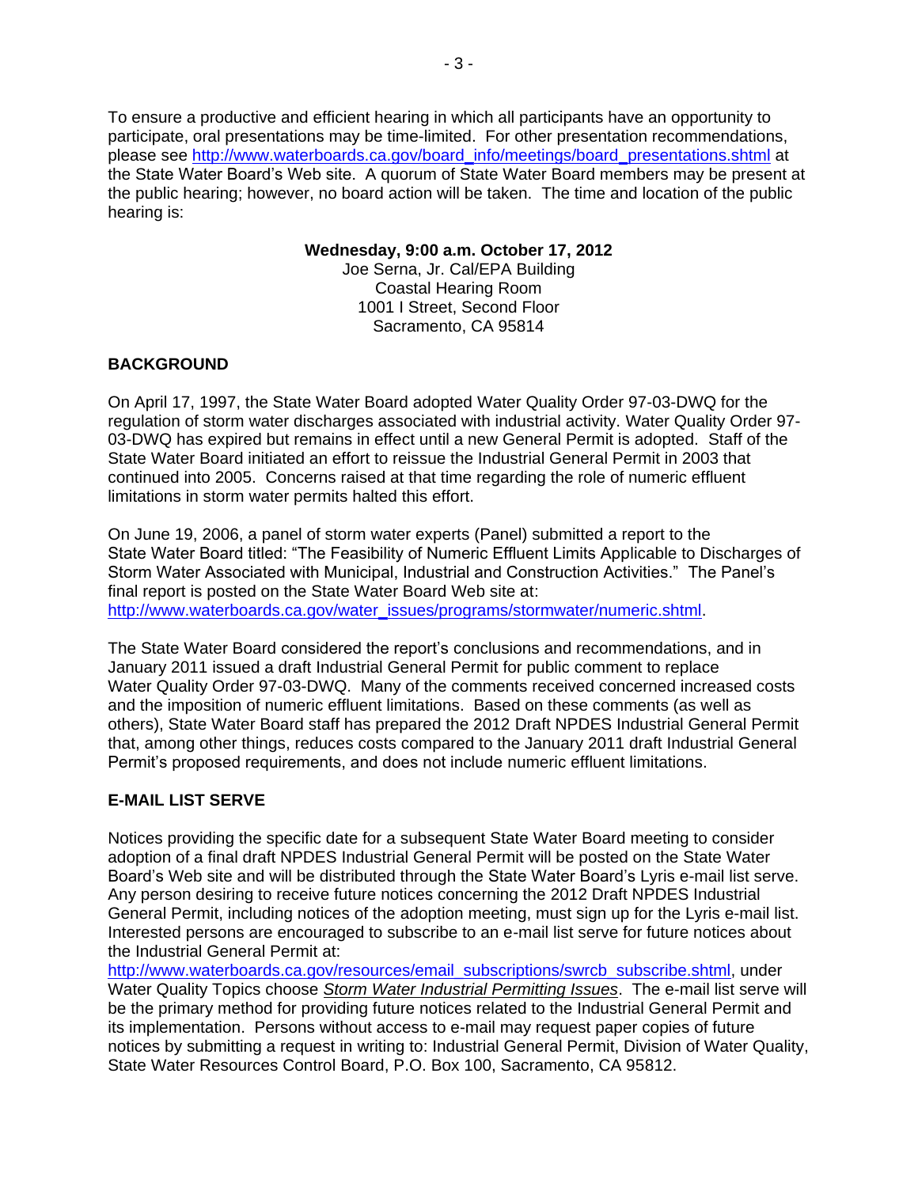To ensure a productive and efficient hearing in which all participants have an opportunity to participate, oral presentations may be time-limited. For other presentation recommendations, please see http://www.waterboards.ca.gov/board_info/meetings/board_presentations.shtml at the State Water Board's Web site. A quorum of State Water Board members may be present at the public hearing; however, no board action will be taken. The time and location of the public hearing is:

**Wednesday, 9:00 a.m. October 17, 2012**
Joe Serna, Jr. Cal/EPA Building
Coastal Hearing Room
1001 I Street, Second Floor
Sacramento, CA 95814

**BACKGROUND**

On April 17, 1997, the State Water Board adopted Water Quality Order 97-03-DWQ for the regulation of storm water discharges associated with industrial activity. Water Quality Order 97-03-DWQ has expired but remains in effect until a new General Permit is adopted. Staff of the State Water Board initiated an effort to reissue the Industrial General Permit in 2003 that continued into 2005. Concerns raised at that time regarding the role of numeric effluent limitations in storm water permits halted this effort.

On June 19, 2006, a panel of storm water experts (Panel) submitted a report to the State Water Board titled: "The Feasibility of Numeric Effluent Limits Applicable to Discharges of Storm Water Associated with Municipal, Industrial and Construction Activities." The Panel's final report is posted on the State Water Board Web site at: http://www.waterboards.ca.gov/water_issues/programs/stormwater/numeric.shtml.

The State Water Board considered the report's conclusions and recommendations, and in January 2011 issued a draft Industrial General Permit for public comment to replace Water Quality Order 97-03-DWQ. Many of the comments received concerned increased costs and the imposition of numeric effluent limitations. Based on these comments (as well as others), State Water Board staff has prepared the 2012 Draft NPDES Industrial General Permit that, among other things, reduces costs compared to the January 2011 draft Industrial General Permit's proposed requirements, and does not include numeric effluent limitations.

**E-MAIL LIST SERVE**

Notices providing the specific date for a subsequent State Water Board meeting to consider adoption of a final draft NPDES Industrial General Permit will be posted on the State Water Board's Web site and will be distributed through the State Water Board's Lyris e-mail list serve. Any person desiring to receive future notices concerning the 2012 Draft NPDES Industrial General Permit, including notices of the adoption meeting, must sign up for the Lyris e-mail list. Interested persons are encouraged to subscribe to an e-mail list serve for future notices about the Industrial General Permit at: http://www.waterboards.ca.gov/resources/email_subscriptions/swrcb_subscribe.shtml, under Water Quality Topics choose *Storm Water Industrial Permitting Issues*. The e-mail list serve will be the primary method for providing future notices related to the Industrial General Permit and its implementation. Persons without access to e-mail may request paper copies of future notices by submitting a request in writing to: Industrial General Permit, Division of Water Quality, State Water Resources Control Board, P.O. Box 100, Sacramento, CA 95812.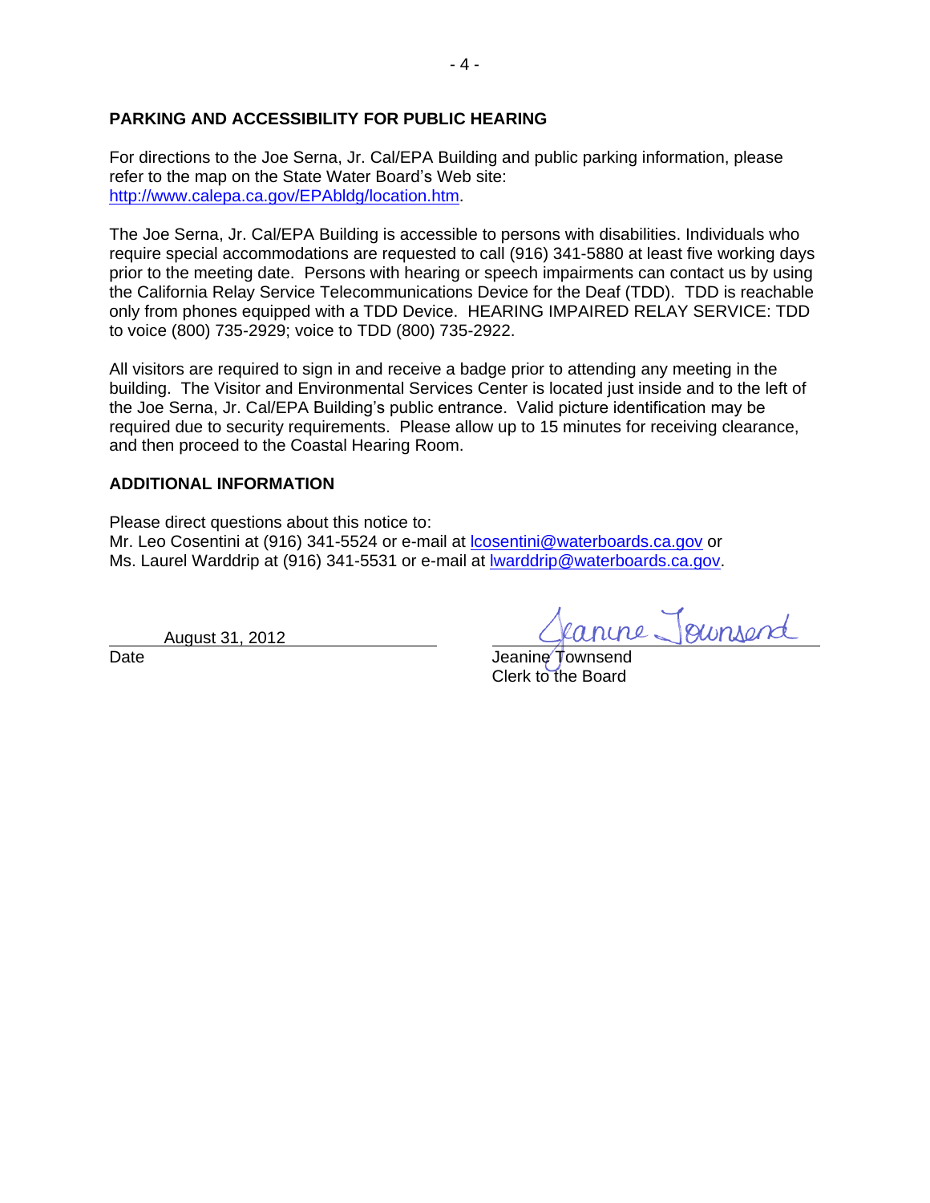## PARKING AND ACCESSIBILITY FOR PUBLIC HEARING

For directions to the Joe Serna, Jr. Cal/EPA Building and public parking information, please refer to the map on the State Water Board's Web site: http://www.calepa.ca.gov/EPAbldg/location.htm.

The Joe Serna, Jr. Cal/EPA Building is accessible to persons with disabilities. Individuals who require special accommodations are requested to call (916) 341-5880 at least five working days prior to the meeting date. Persons with hearing or speech impairments can contact us by using the California Relay Service Telecommunications Device for the Deaf (TDD). TDD is reachable only from phones equipped with a TDD Device. HEARING IMPAIRED RELAY SERVICE: TDD to voice (800) 735-2929; voice to TDD (800) 735-2922.

All visitors are required to sign in and receive a badge prior to attending any meeting in the building. The Visitor and Environmental Services Center is located just inside and to the left of the Joe Serna, Jr. Cal/EPA Building's public entrance. Valid picture identification may be required due to security requirements. Please allow up to 15 minutes for receiving clearance, and then proceed to the Coastal Hearing Room.

## ADDITIONAL INFORMATION

Please direct questions about this notice to:
Mr. Leo Cosentini at (916) 341-5524 or e-mail at lcosentini@waterboards.ca.gov or
Ms. Laurel Warddrip at (916) 341-5531 or e-mail at lwarddrip@waterboards.ca.gov.

August 31, 2012
Date

Jeanine Townsend
Jeanine Townsend
Clerk to the Board